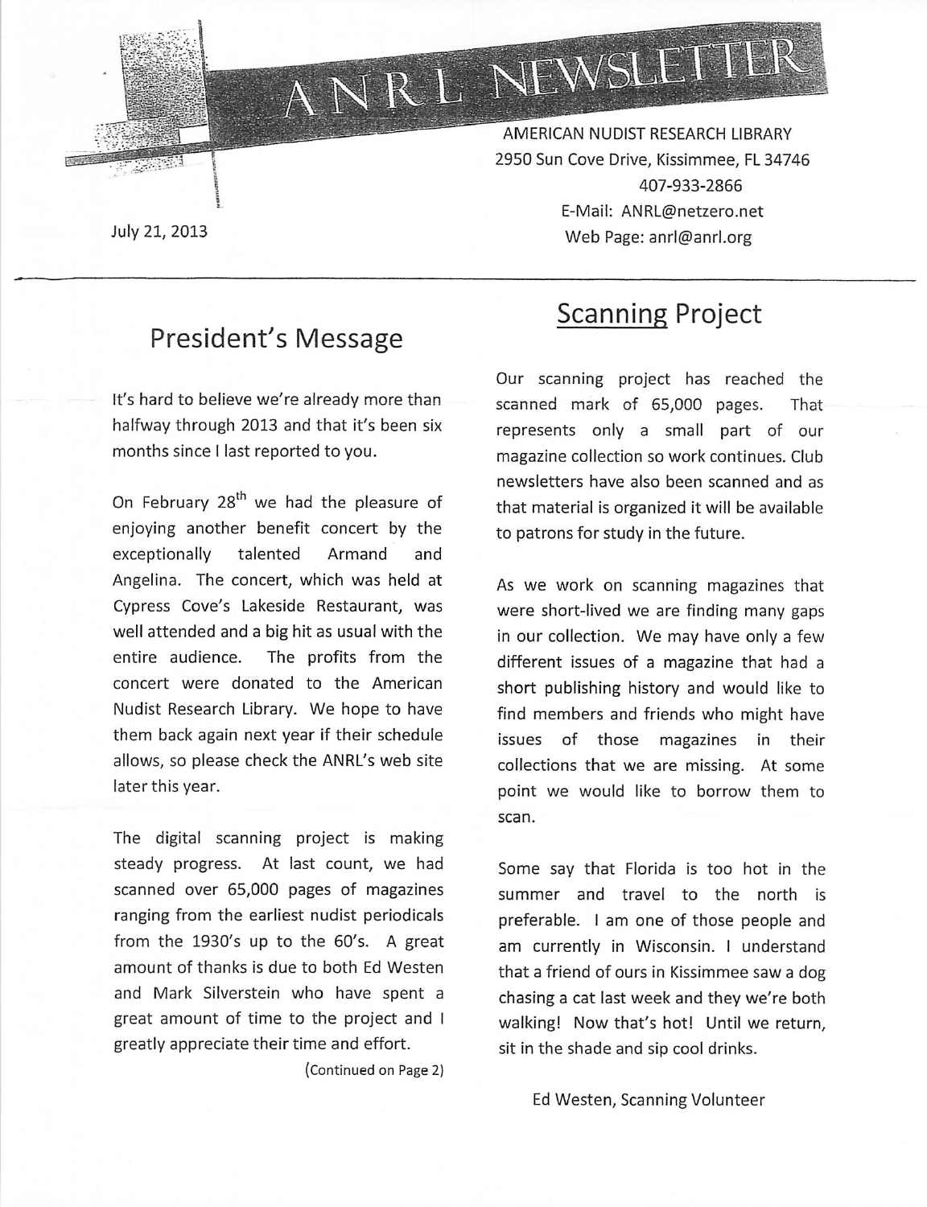# ANRL NEWSLETTER

AMERICAN NUDIST RESEARCH LIBRARY
2950 Sun Cove Drive, Kissimmee, FL 34746
407-933-2866
E-Mail: ANRL@netzero.net
Web Page: anrl@anrl.org

July 21, 2013

---

## President's Message

It's hard to believe we're already more than halfway through 2013 and that it's been six months since I last reported to you.

On February 28th we had the pleasure of enjoying another benefit concert by the exceptionally talented Armand and Angelina. The concert, which was held at Cypress Cove's Lakeside Restaurant, was well attended and a big hit as usual with the entire audience. The profits from the concert were donated to the American Nudist Research Library. We hope to have them back again next year if their schedule allows, so please check the ANRL's web site later this year.

The digital scanning project is making steady progress. At last count, we had scanned over 65,000 pages of magazines ranging from the earliest nudist periodicals from the 1930's up to the 60's. A great amount of thanks is due to both Ed Westen and Mark Silverstein who have spent a great amount of time to the project and I greatly appreciate their time and effort.

(Continued on Page 2)

## Scanning Project

Our scanning project has reached the scanned mark of 65,000 pages. That represents only a small part of our magazine collection so work continues. Club newsletters have also been scanned and as that material is organized it will be available to patrons for study in the future.

As we work on scanning magazines that were short-lived we are finding many gaps in our collection. We may have only a few different issues of a magazine that had a short publishing history and would like to find members and friends who might have issues of those magazines in their collections that we are missing. At some point we would like to borrow them to scan.

Some say that Florida is too hot in the summer and travel to the north is preferable. I am one of those people and am currently in Wisconsin. I understand that a friend of ours in Kissimmee saw a dog chasing a cat last week and they we're both walking! Now that's hot! Until we return, sit in the shade and sip cool drinks.

Ed Westen, Scanning Volunteer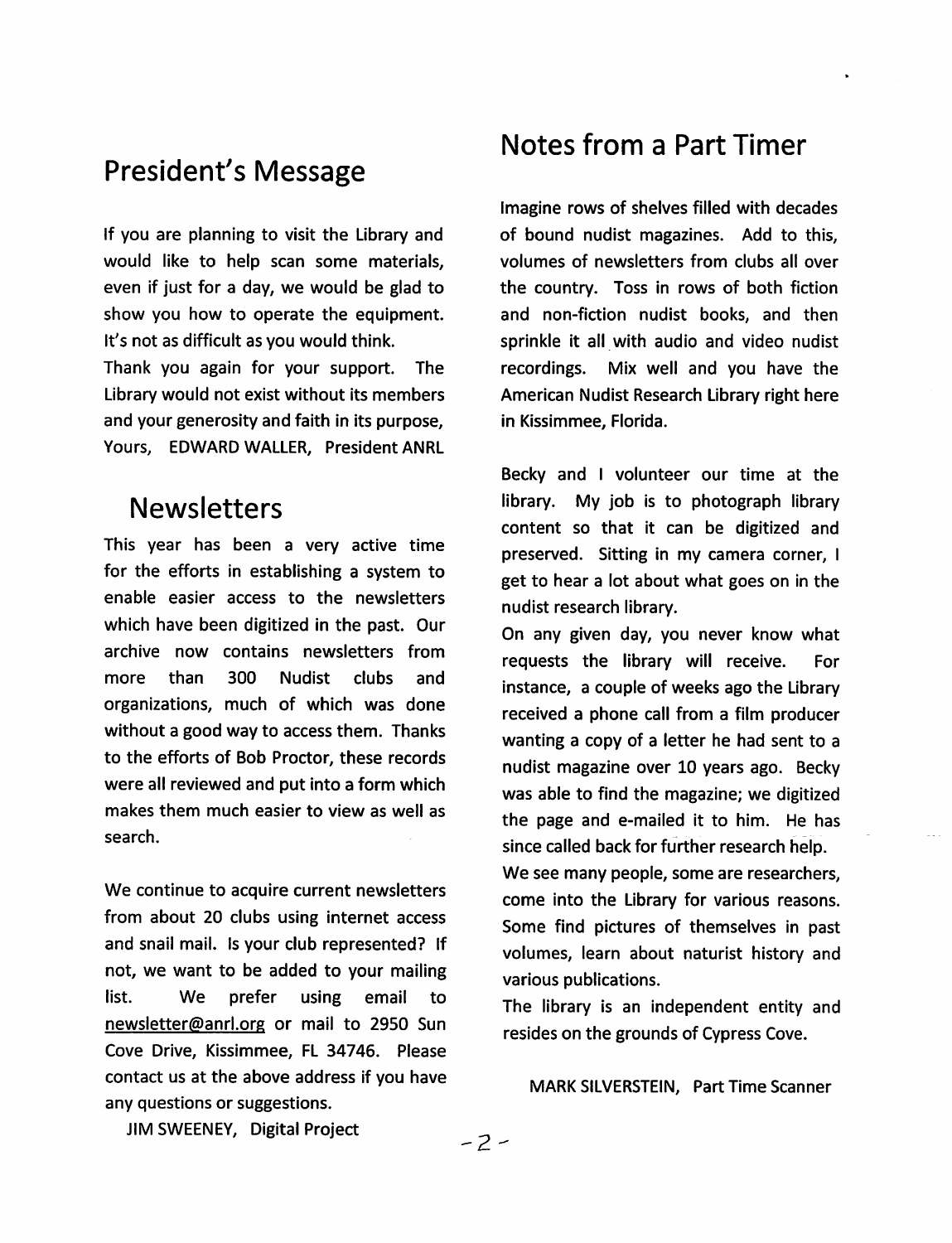## President's Message

If you are planning to visit the Library and would like to help scan some materials, even if just for a day, we would be glad to show you how to operate the equipment. It's not as difficult as you would think.

Thank you again for your support. The Library would not exist without its members and your generosity and faith in its purpose,

Yours, EDWARD WALLER, President ANRL

## Newsletters

This year has been a very active time for the efforts in establishing a system to enable easier access to the newsletters which have been digitized in the past. Our archive now contains newsletters from more than 300 Nudist clubs and organizations, much of which was done without a good way to access them. Thanks to the efforts of Bob Proctor, these records were all reviewed and put into a form which makes them much easier to view as well as search.

We continue to acquire current newsletters from about 20 clubs using internet access and snail mail. Is your club represented? If not, we want to be added to your mailing list. We prefer using email to newsletter@anrl.org or mail to 2950 Sun Cove Drive, Kissimmee, FL 34746. Please contact us at the above address if you have any questions or suggestions.

JIM SWEENEY, Digital Project

## Notes from a Part Timer

Imagine rows of shelves filled with decades of bound nudist magazines. Add to this, volumes of newsletters from clubs all over the country. Toss in rows of both fiction and non-fiction nudist books, and then sprinkle it all with audio and video nudist recordings. Mix well and you have the American Nudist Research Library right here in Kissimmee, Florida.

Becky and I volunteer our time at the library. My job is to photograph library content so that it can be digitized and preserved. Sitting in my camera corner, I get to hear a lot about what goes on in the nudist research library.

On any given day, you never know what requests the library will receive. For instance, a couple of weeks ago the Library received a phone call from a film producer wanting a copy of a letter he had sent to a nudist magazine over 10 years ago. Becky was able to find the magazine; we digitized the page and e-mailed it to him. He has since called back for further research help.

We see many people, some are researchers, come into the Library for various reasons. Some find pictures of themselves in past volumes, learn about naturist history and various publications.

The library is an independent entity and resides on the grounds of Cypress Cove.

MARK SILVERSTEIN, Part Time Scanner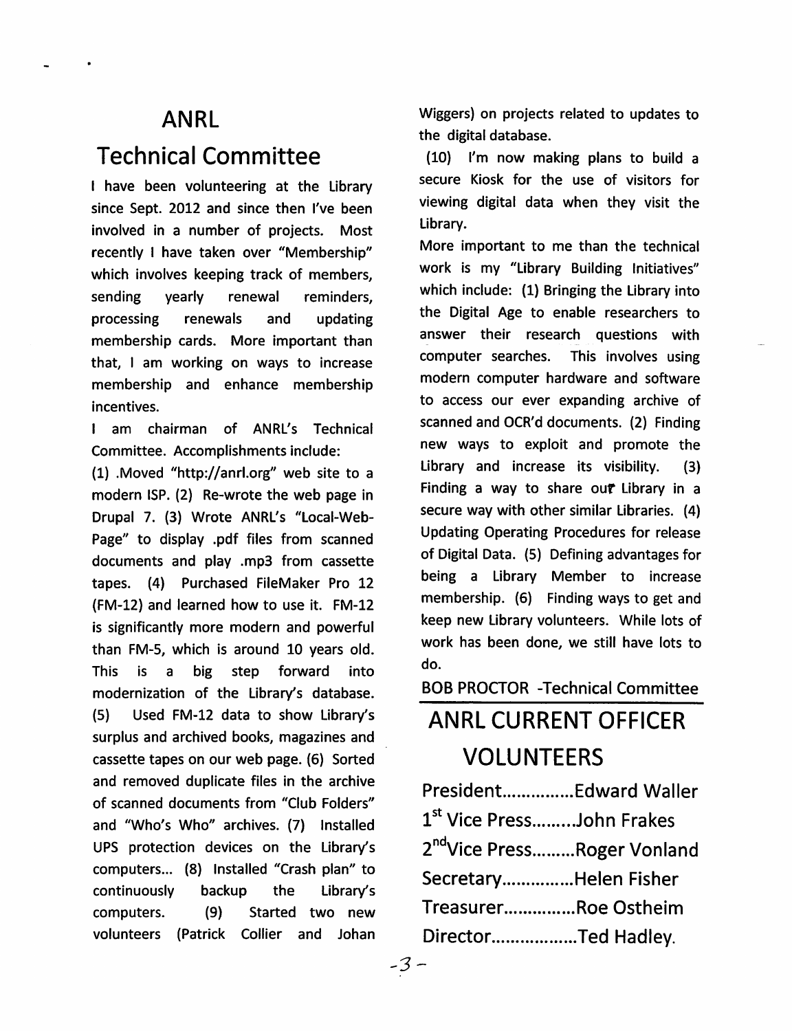## ANRL

## Technical Committee

I have been volunteering at the Library since Sept. 2012 and since then I've been involved in a number of projects. Most recently I have taken over "Membership" which involves keeping track of members, sending yearly renewal reminders, processing renewals and updating membership cards. More important than that, I am working on ways to increase membership and enhance membership incentives.

I am chairman of ANRL's Technical Committee. Accomplishments include:

(1) .Moved "http://anrl.org" web site to a modern ISP. (2) Re-wrote the web page in Drupal 7. (3) Wrote ANRL's "Local-Web-Page" to display .pdf files from scanned documents and play .mp3 from cassette tapes. (4) Purchased FileMaker Pro 12 (FM-12) and learned how to use it. FM-12 is significantly more modern and powerful than FM-5, which is around 10 years old. This is a big step forward into modernization of the Library's database. (5) Used FM-12 data to show Library's surplus and archived books, magazines and cassette tapes on our web page. (6) Sorted and removed duplicate files in the archive of scanned documents from "Club Folders" and "Who's Who" archives. (7) Installed UPS protection devices on the Library's computers... (8) Installed "Crash plan" to continuously backup the Library's computers. (9) Started two new volunteers (Patrick Collier and Johan Wiggers) on projects related to updates to the digital database.

(10) I'm now making plans to build a secure Kiosk for the use of visitors for viewing digital data when they visit the Library.

More important to me than the technical work is my "Library Building Initiatives" which include: (1) Bringing the Library into the Digital Age to enable researchers to answer their research questions with computer searches. This involves using modern computer hardware and software to access our ever expanding archive of scanned and OCR'd documents. (2) Finding new ways to exploit and promote the Library and increase its visibility. (3) Finding a way to share our Library in a secure way with other similar Libraries. (4) Updating Operating Procedures for release of Digital Data. (5) Defining advantages for being a Library Member to increase membership. (6) Finding ways to get and keep new Library volunteers. While lots of work has been done, we still have lots to do.

BOB PROCTOR -Technical Committee

## ANRL CURRENT OFFICER VOLUNTEERS

President...............Edward Waller

1st Vice Press.........John Frakes

2nd Vice Press.........Roger Vonland

Secretary...............Helen Fisher

Treasurer...............Roe Ostheim

Director..................Ted Hadley.